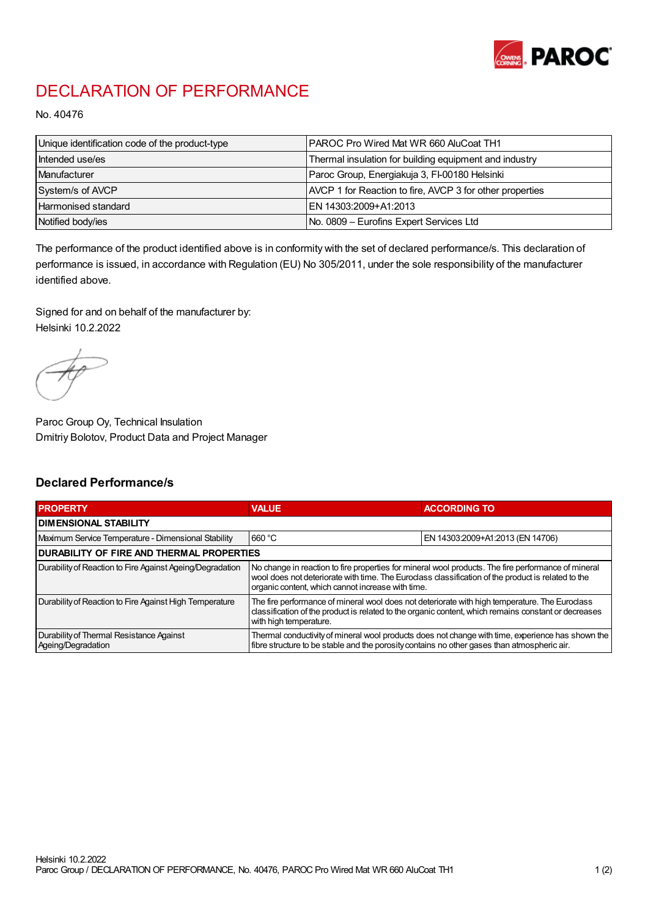# DECLARATION OF PERFORMANCE

No. 40476

| | |
|---|---|
| Unique identification code of the product-type | PAROC Pro Wired Mat WR 660 AluCoat TH1 |
| Intended use/es | Thermal insulation for building equipment and industry |
| Manufacturer | Paroc Group, Energiakuja 3, FI-00180 Helsinki |
| System/s of AVCP | AVCP 1 for Reaction to fire, AVCP 3 for other properties |
| Harmonised standard | EN 14303:2009+A1:2013 |
| Notified body/ies | No. 0809 – Eurofins Expert Services Ltd |

The performance of the product identified above is in conformity with the set of declared performance/s. This declaration of performance is issued, in accordance with Regulation (EU) No 305/2011, under the sole responsibility of the manufacturer identified above.

Signed for and on behalf of the manufacturer by:
Helsinki 10.2.2022

Paroc Group Oy, Technical Insulation
Dmitriy Bolotov, Product Data and Project Manager

## Declared Performance/s

| PROPERTY | VALUE | ACCORDING TO |
|---|---|---|
| **DIMENSIONAL STABILITY** | | |
| Maximum Service Temperature - Dimensional Stability | 660 °C | EN 14303:2009+A1:2013 (EN 14706) |
| **DURABILITY OF FIRE AND THERMAL PROPERTIES** | | |
| Durability of Reaction to Fire Against Ageing/Degradation | No change in reaction to fire properties for mineral wool products. The fire performance of mineral wool does not deteriorate with time. The Euroclass classification of the product is related to the organic content, which cannot increase with time. | |
| Durability of Reaction to Fire Against High Temperature | The fire performance of mineral wool does not deteriorate with high temperature. The Euroclass classification of the product is related to the organic content, which remains constant or decreases with high temperature. | |
| Durability of Thermal Resistance Against Ageing/Degradation | Thermal conductivity of mineral wool products does not change with time, experience has shown the fibre structure to be stable and the porosity contains no other gases than atmospheric air. | |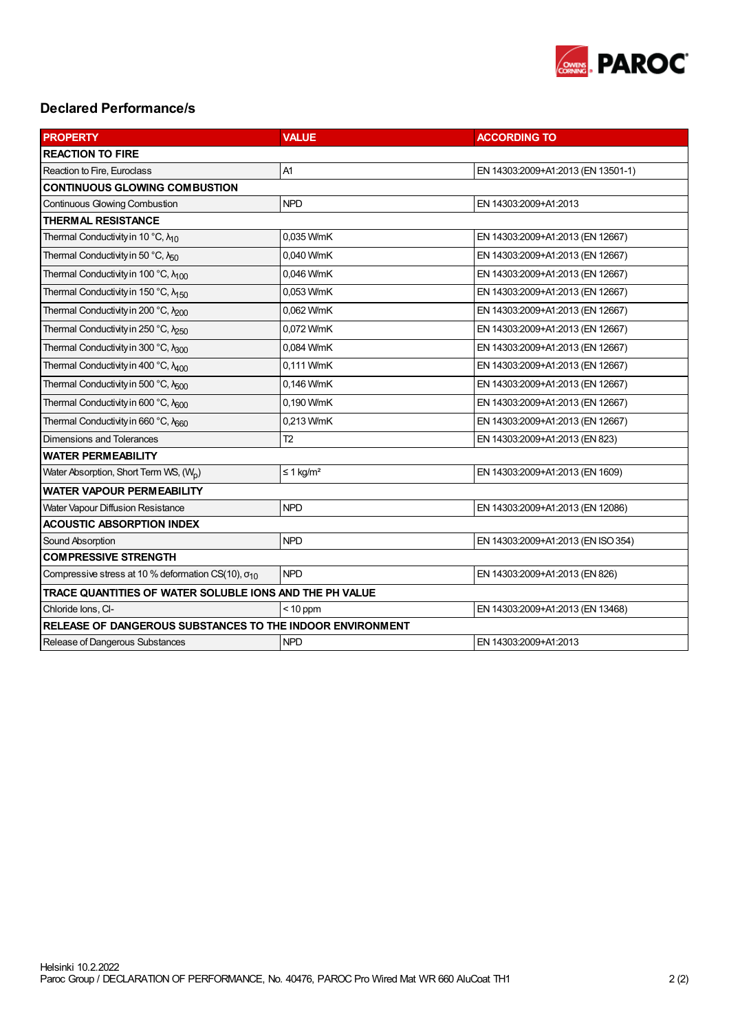## Declared Performance/s

| PROPERTY | VALUE | ACCORDING TO |
|---|---|---|
| **REACTION TO FIRE** | | |
| Reaction to Fire, Euroclass | A1 | EN 14303:2009+A1:2013 (EN 13501-1) |
| **CONTINUOUS GLOWING COMBUSTION** | | |
| Continuous Glowing Combustion | NPD | EN 14303:2009+A1:2013 |
| **THERMAL RESISTANCE** | | |
| Thermal Conductivity in 10 °C, $\lambda_{10}$ | 0,035 W/mK | EN 14303:2009+A1:2013 (EN 12667) |
| Thermal Conductivity in 50 °C, $\lambda_{50}$ | 0,040 W/mK | EN 14303:2009+A1:2013 (EN 12667) |
| Thermal Conductivity in 100 °C, $\lambda_{100}$ | 0,046 W/mK | EN 14303:2009+A1:2013 (EN 12667) |
| Thermal Conductivity in 150 °C, $\lambda_{150}$ | 0,053 W/mK | EN 14303:2009+A1:2013 (EN 12667) |
| Thermal Conductivity in 200 °C, $\lambda_{200}$ | 0,062 W/mK | EN 14303:2009+A1:2013 (EN 12667) |
| Thermal Conductivity in 250 °C, $\lambda_{250}$ | 0,072 W/mK | EN 14303:2009+A1:2013 (EN 12667) |
| Thermal Conductivity in 300 °C, $\lambda_{300}$ | 0,084 W/mK | EN 14303:2009+A1:2013 (EN 12667) |
| Thermal Conductivity in 400 °C, $\lambda_{400}$ | 0,111 W/mK | EN 14303:2009+A1:2013 (EN 12667) |
| Thermal Conductivity in 500 °C, $\lambda_{500}$ | 0,146 W/mK | EN 14303:2009+A1:2013 (EN 12667) |
| Thermal Conductivity in 600 °C, $\lambda_{600}$ | 0,190 W/mK | EN 14303:2009+A1:2013 (EN 12667) |
| Thermal Conductivity in 660 °C, $\lambda_{660}$ | 0,213 W/mK | EN 14303:2009+A1:2013 (EN 12667) |
| Dimensions and Tolerances | T2 | EN 14303:2009+A1:2013 (EN 823) |
| **WATER PERMEABILITY** | | |
| Water Absorption, Short Term WS, ($W_p$) | ≤ 1 kg/m² | EN 14303:2009+A1:2013 (EN 1609) |
| **WATER VAPOUR PERMEABILITY** | | |
| Water Vapour Diffusion Resistance | NPD | EN 14303:2009+A1:2013 (EN 12086) |
| **ACOUSTIC ABSORPTION INDEX** | | |
| Sound Absorption | NPD | EN 14303:2009+A1:2013 (EN ISO 354) |
| **COMPRESSIVE STRENGTH** | | |
| Compressive stress at 10 % deformation CS(10), $\sigma_{10}$ | NPD | EN 14303:2009+A1:2013 (EN 826) |
| **TRACE QUANTITIES OF WATER SOLUBLE IONS AND THE PH VALUE** | | |
| Chloride Ions, Cl- | < 10 ppm | EN 14303:2009+A1:2013 (EN 13468) |
| **RELEASE OF DANGEROUS SUBSTANCES TO THE INDOOR ENVIRONMENT** | | |
| Release of Dangerous Substances | NPD | EN 14303:2009+A1:2013 |

Helsinki 10.2.2022
Paroc Group / DECLARATION OF PERFORMANCE, No. 40476, PAROC Pro Wired Mat WR 660 AluCoat TH1